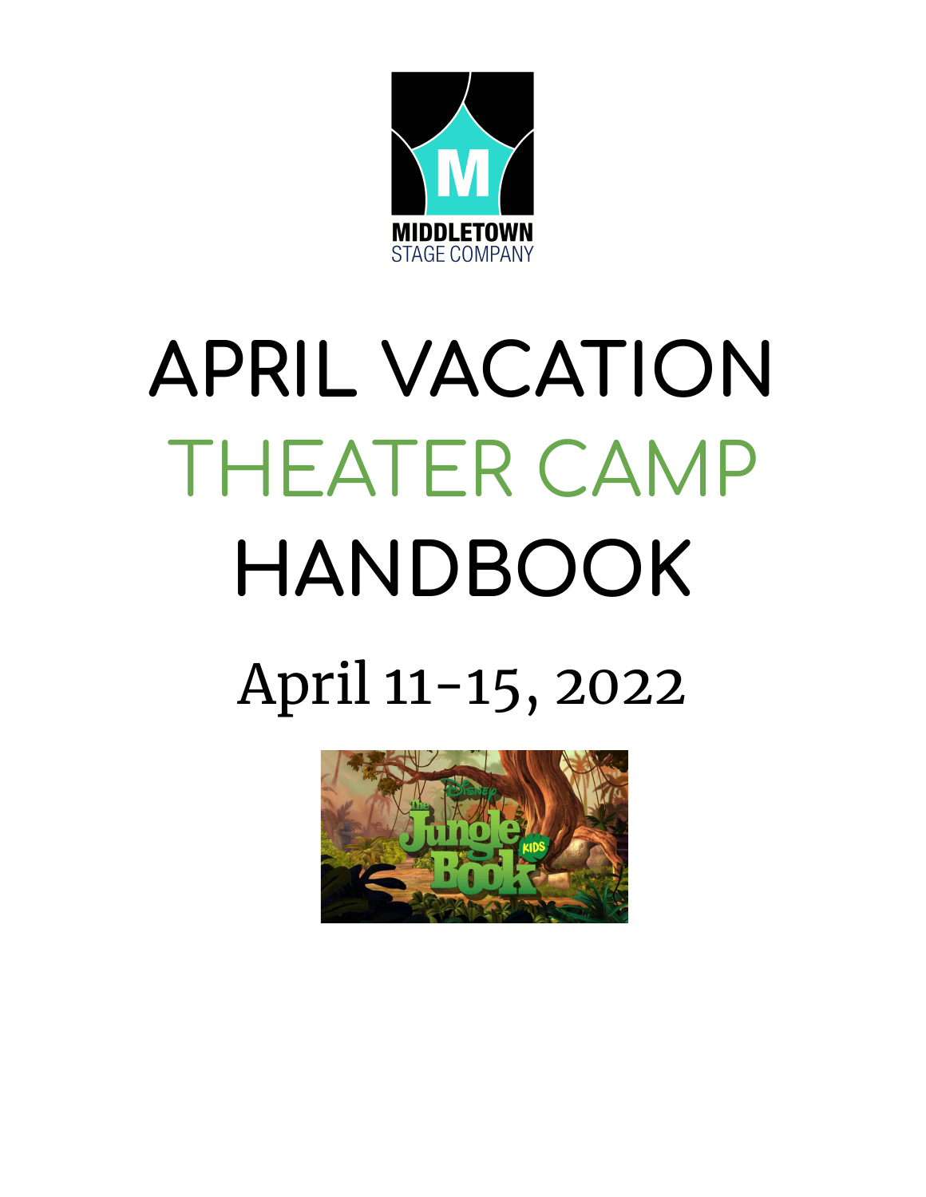MIDDLETOWN
STAGE COMPANY

# APRIL VACATION THEATER CAMP HANDBOOK

## April 11-15, 2022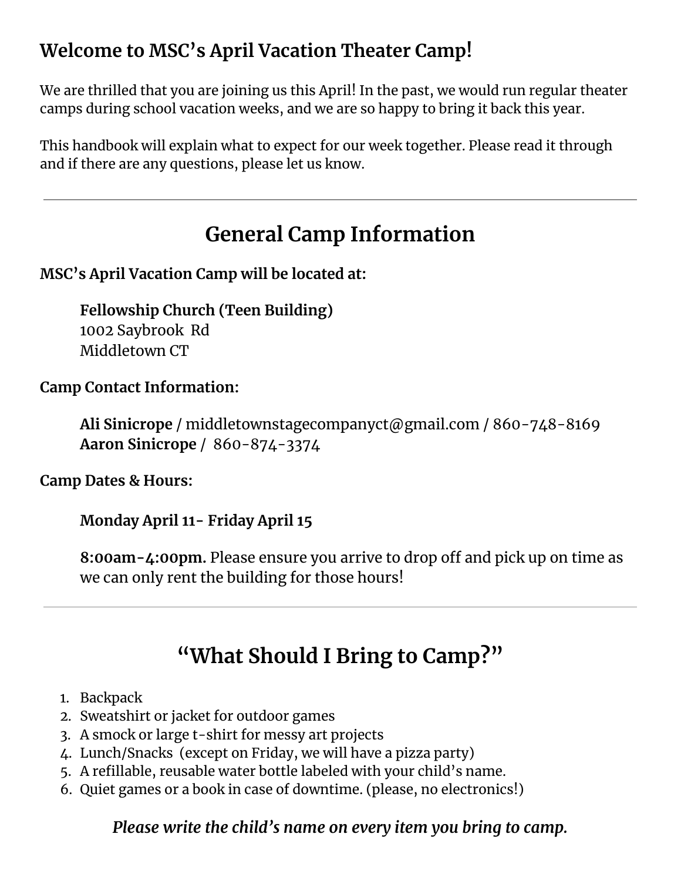## Welcome to MSC's April Vacation Theater Camp!

We are thrilled that you are joining us this April! In the past, we would run regular theater camps during school vacation weeks, and we are so happy to bring it back this year.

This handbook will explain what to expect for our week together. Please read it through and if there are any questions, please let us know.

---

# General Camp Information

**MSC's April Vacation Camp will be located at:**

> **Fellowship Church (Teen Building)**
> 1002 Saybrook Rd
> Middletown CT

**Camp Contact Information:**

> **Ali Sinicrope** / middletownstagecompanyct@gmail.com / 860-748-8169
> **Aaron Sinicrope** / 860-874-3374

**Camp Dates & Hours:**

> **Monday April 11- Friday April 15**
>
> **8:00am-4:00pm.** Please ensure you arrive to drop off and pick up on time as we can only rent the building for those hours!

---

# "What Should I Bring to Camp?"

1. Backpack
2. Sweatshirt or jacket for outdoor games
3. A smock or large t-shirt for messy art projects
4. Lunch/Snacks (except on Friday, we will have a pizza party)
5. A refillable, reusable water bottle labeled with your child's name.
6. Quiet games or a book in case of downtime. (please, no electronics!)

***Please write the child's name on every item you bring to camp.***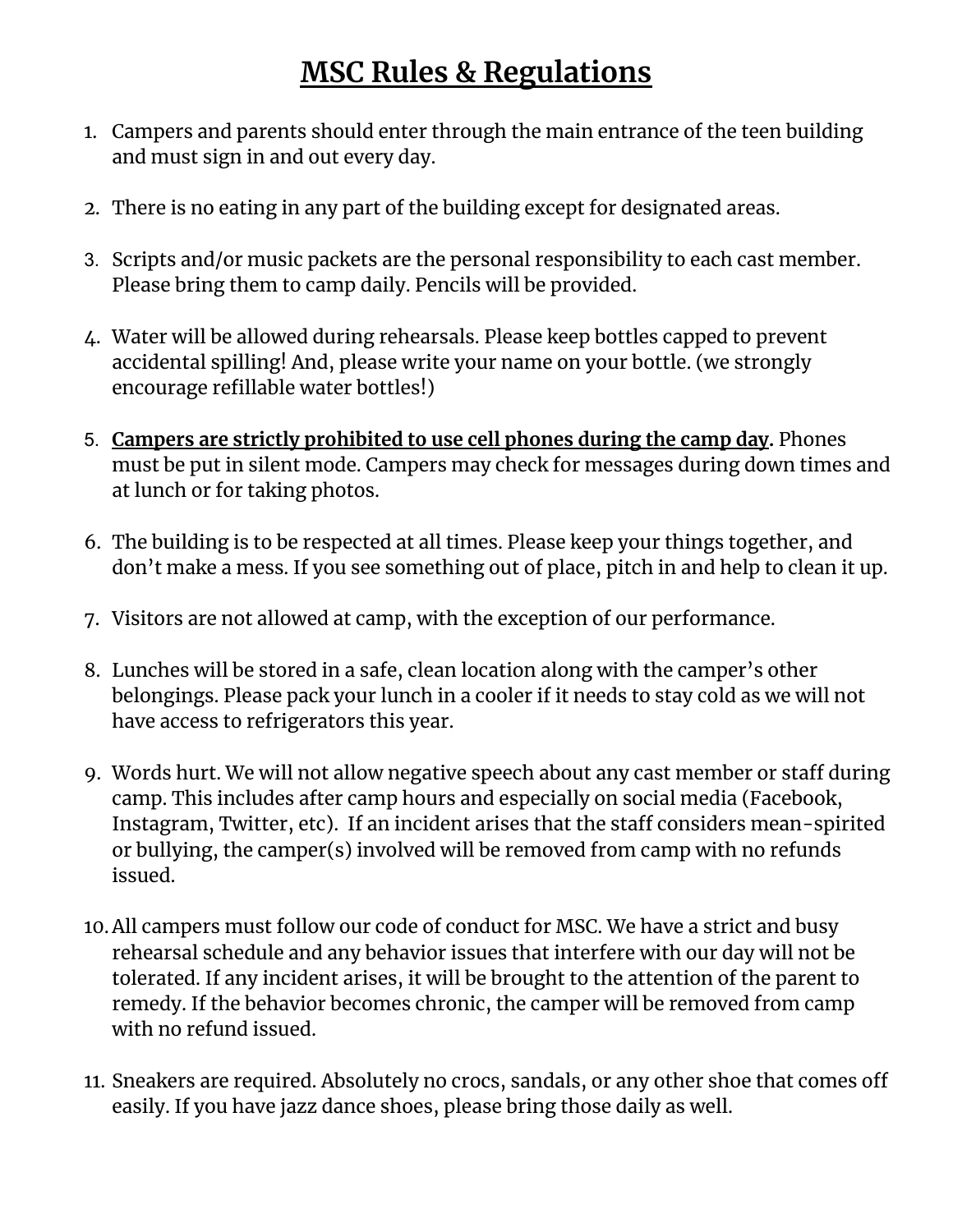# **<u>MSC Rules & Regulations</u>**

1. Campers and parents should enter through the main entrance of the teen building and must sign in and out every day.

2. There is no eating in any part of the building except for designated areas.

3. Scripts and/or music packets are the personal responsibility to each cast member. Please bring them to camp daily. Pencils will be provided.

4. Water will be allowed during rehearsals. Please keep bottles capped to prevent accidental spilling! And, please write your name on your bottle. (we strongly encourage refillable water bottles!)

5. **<u>Campers are strictly prohibited to use cell phones during the camp day</u>.** Phones must be put in silent mode. Campers may check for messages during down times and at lunch or for taking photos.

6. The building is to be respected at all times. Please keep your things together, and don't make a mess. If you see something out of place, pitch in and help to clean it up.

7. Visitors are not allowed at camp, with the exception of our performance.

8. Lunches will be stored in a safe, clean location along with the camper's other belongings. Please pack your lunch in a cooler if it needs to stay cold as we will not have access to refrigerators this year.

9. Words hurt. We will not allow negative speech about any cast member or staff during camp. This includes after camp hours and especially on social media (Facebook, Instagram, Twitter, etc). If an incident arises that the staff considers mean-spirited or bullying, the camper(s) involved will be removed from camp with no refunds issued.

10. All campers must follow our code of conduct for MSC. We have a strict and busy rehearsal schedule and any behavior issues that interfere with our day will not be tolerated. If any incident arises, it will be brought to the attention of the parent to remedy. If the behavior becomes chronic, the camper will be removed from camp with no refund issued.

11. Sneakers are required. Absolutely no crocs, sandals, or any other shoe that comes off easily. If you have jazz dance shoes, please bring those daily as well.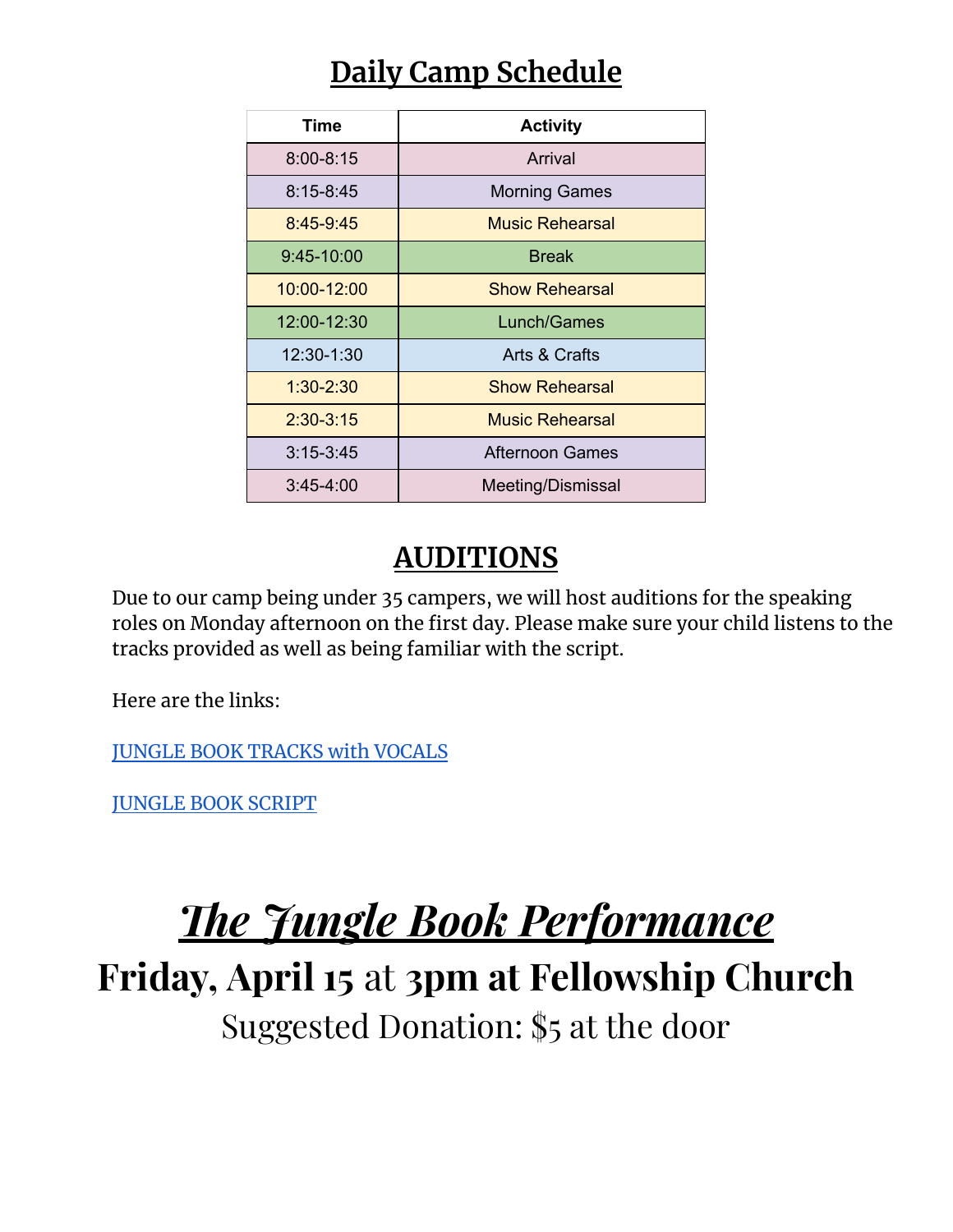## Daily Camp Schedule

| Time | Activity |
|---|---|
| 8:00-8:15 | Arrival |
| 8:15-8:45 | Morning Games |
| 8:45-9:45 | Music Rehearsal |
| 9:45-10:00 | Break |
| 10:00-12:00 | Show Rehearsal |
| 12:00-12:30 | Lunch/Games |
| 12:30-1:30 | Arts & Crafts |
| 1:30-2:30 | Show Rehearsal |
| 2:30-3:15 | Music Rehearsal |
| 3:15-3:45 | Afternoon Games |
| 3:45-4:00 | Meeting/Dismissal |

## AUDITIONS

Due to our camp being under 35 campers, we will host auditions for the speaking roles on Monday afternoon on the first day. Please make sure your child listens to the tracks provided as well as being familiar with the script.

Here are the links:

JUNGLE BOOK TRACKS with VOCALS

JUNGLE BOOK SCRIPT

# *The Jungle Book Performance*

## Friday, April 15 at 3pm at Fellowship Church

Suggested Donation: $5 at the door